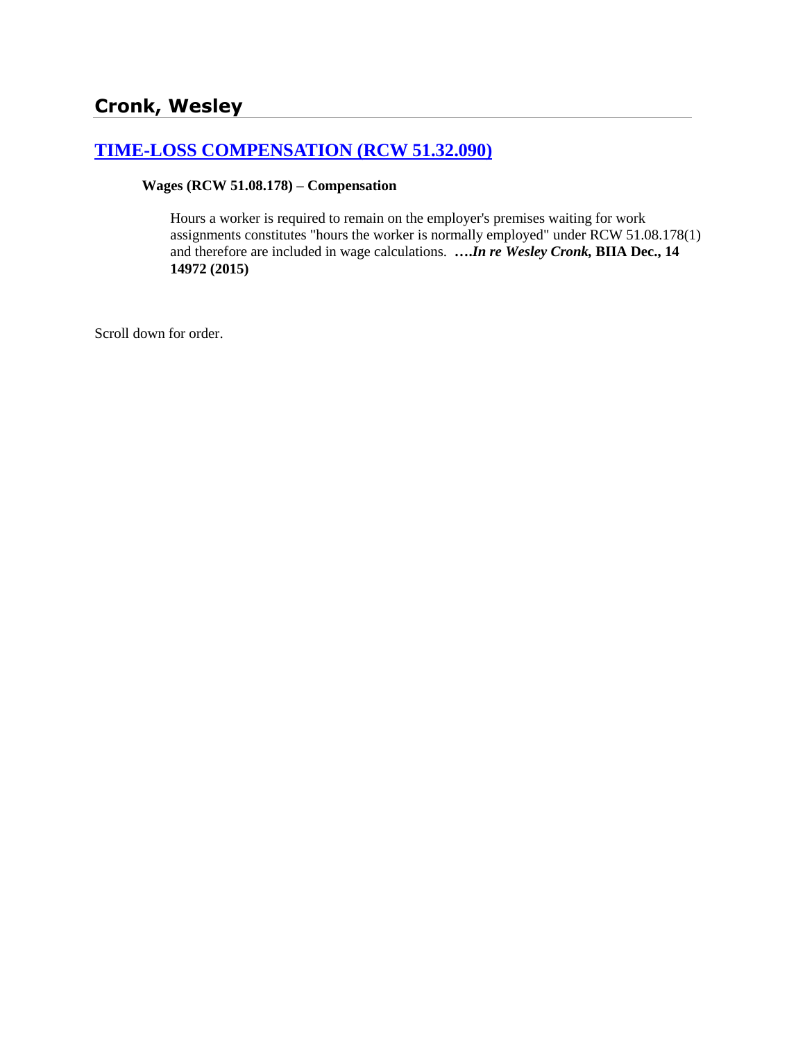## Cronk, Wesley

### TIME-LOSS COMPENSATION (RCW 51.32.090)

**Wages (RCW 51.08.178) – Compensation**

Hours a worker is required to remain on the employer's premises waiting for work assignments constitutes "hours the worker is normally employed" under RCW 51.08.178(1) and therefore are included in wage calculations. **….*In re Wesley Cronk,* BIIA Dec., 14 14972 (2015)**

Scroll down for order.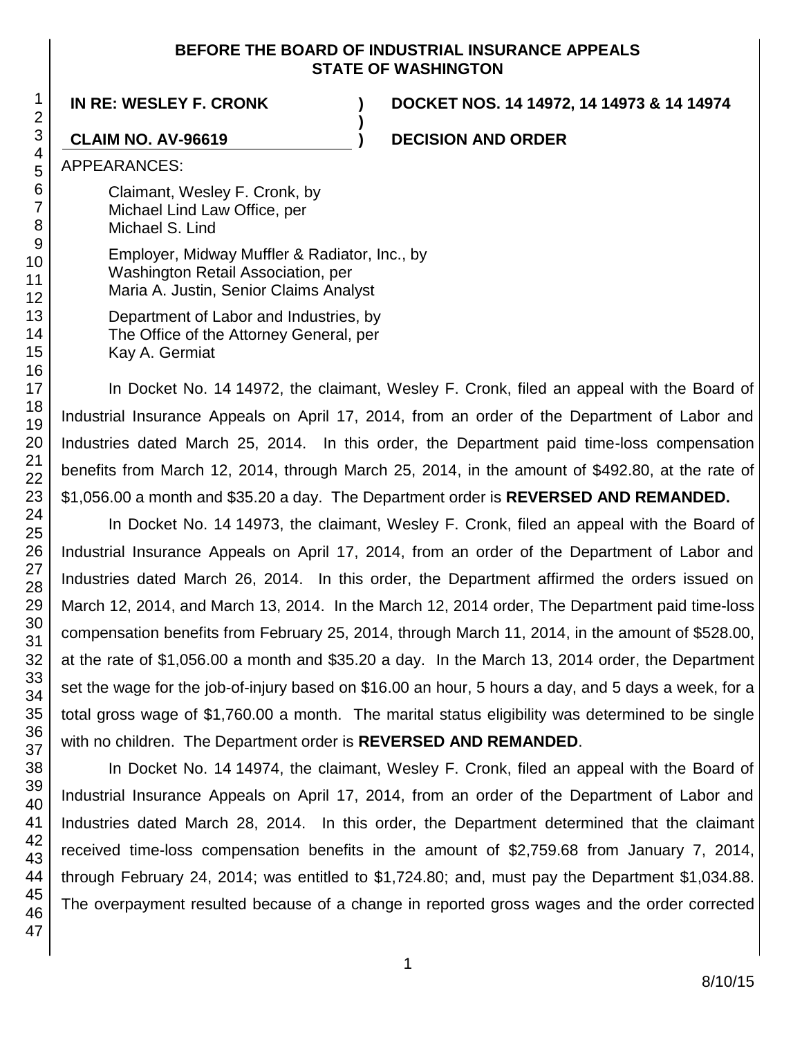**BEFORE THE BOARD OF INDUSTRIAL INSURANCE APPEALS**
**STATE OF WASHINGTON**

**IN RE: WESLEY F. CRONK** ) **DOCKET NOS. 14 14972, 14 14973 & 14 14974**
)
**CLAIM NO. AV-96619** ) **DECISION AND ORDER**

APPEARANCES:

Claimant, Wesley F. Cronk, by
Michael Lind Law Office, per
Michael S. Lind

Employer, Midway Muffler & Radiator, Inc., by
Washington Retail Association, per
Maria A. Justin, Senior Claims Analyst

Department of Labor and Industries, by
The Office of the Attorney General, per
Kay A. Germiat

In Docket No. 14 14972, the claimant, Wesley F. Cronk, filed an appeal with the Board of Industrial Insurance Appeals on April 17, 2014, from an order of the Department of Labor and Industries dated March 25, 2014. In this order, the Department paid time-loss compensation benefits from March 12, 2014, through March 25, 2014, in the amount of $492.80, at the rate of $1,056.00 a month and $35.20 a day. The Department order is **REVERSED AND REMANDED.**

In Docket No. 14 14973, the claimant, Wesley F. Cronk, filed an appeal with the Board of Industrial Insurance Appeals on April 17, 2014, from an order of the Department of Labor and Industries dated March 26, 2014. In this order, the Department affirmed the orders issued on March 12, 2014, and March 13, 2014. In the March 12, 2014 order, The Department paid time-loss compensation benefits from February 25, 2014, through March 11, 2014, in the amount of $528.00, at the rate of $1,056.00 a month and $35.20 a day. In the March 13, 2014 order, the Department set the wage for the job-of-injury based on $16.00 an hour, 5 hours a day, and 5 days a week, for a total gross wage of $1,760.00 a month. The marital status eligibility was determined to be single with no children. The Department order is **REVERSED AND REMANDED**.

In Docket No. 14 14974, the claimant, Wesley F. Cronk, filed an appeal with the Board of Industrial Insurance Appeals on April 17, 2014, from an order of the Department of Labor and Industries dated March 28, 2014. In this order, the Department determined that the claimant received time-loss compensation benefits in the amount of $2,759.68 from January 7, 2014, through February 24, 2014; was entitled to $1,724.80; and, must pay the Department $1,034.88. The overpayment resulted because of a change in reported gross wages and the order corrected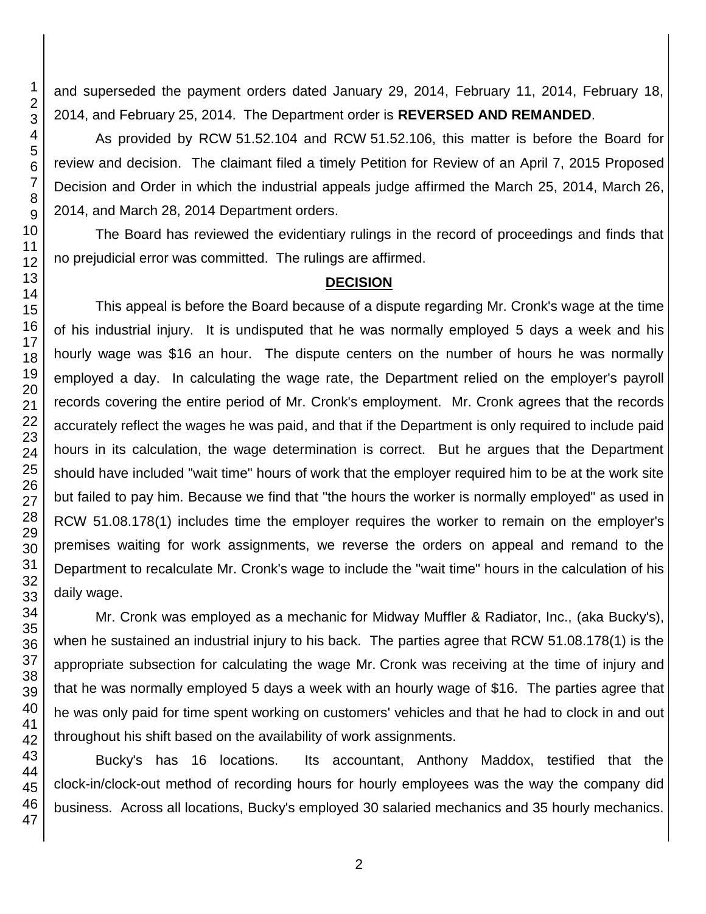and superseded the payment orders dated January 29, 2014, February 11, 2014, February 18, 2014, and February 25, 2014. The Department order is **REVERSED AND REMANDED**.

As provided by RCW 51.52.104 and RCW 51.52.106, this matter is before the Board for review and decision. The claimant filed a timely Petition for Review of an April 7, 2015 Proposed Decision and Order in which the industrial appeals judge affirmed the March 25, 2014, March 26, 2014, and March 28, 2014 Department orders.

The Board has reviewed the evidentiary rulings in the record of proceedings and finds that no prejudicial error was committed. The rulings are affirmed.

## DECISION

This appeal is before the Board because of a dispute regarding Mr. Cronk's wage at the time of his industrial injury. It is undisputed that he was normally employed 5 days a week and his hourly wage was $16 an hour. The dispute centers on the number of hours he was normally employed a day. In calculating the wage rate, the Department relied on the employer's payroll records covering the entire period of Mr. Cronk's employment. Mr. Cronk agrees that the records accurately reflect the wages he was paid, and that if the Department is only required to include paid hours in its calculation, the wage determination is correct. But he argues that the Department should have included "wait time" hours of work that the employer required him to be at the work site but failed to pay him. Because we find that "the hours the worker is normally employed" as used in RCW 51.08.178(1) includes time the employer requires the worker to remain on the employer's premises waiting for work assignments, we reverse the orders on appeal and remand to the Department to recalculate Mr. Cronk's wage to include the "wait time" hours in the calculation of his daily wage.

Mr. Cronk was employed as a mechanic for Midway Muffler & Radiator, Inc., (aka Bucky's), when he sustained an industrial injury to his back. The parties agree that RCW 51.08.178(1) is the appropriate subsection for calculating the wage Mr. Cronk was receiving at the time of injury and that he was normally employed 5 days a week with an hourly wage of $16. The parties agree that he was only paid for time spent working on customers' vehicles and that he had to clock in and out throughout his shift based on the availability of work assignments.

Bucky's has 16 locations. Its accountant, Anthony Maddox, testified that the clock-in/clock-out method of recording hours for hourly employees was the way the company did business. Across all locations, Bucky's employed 30 salaried mechanics and 35 hourly mechanics.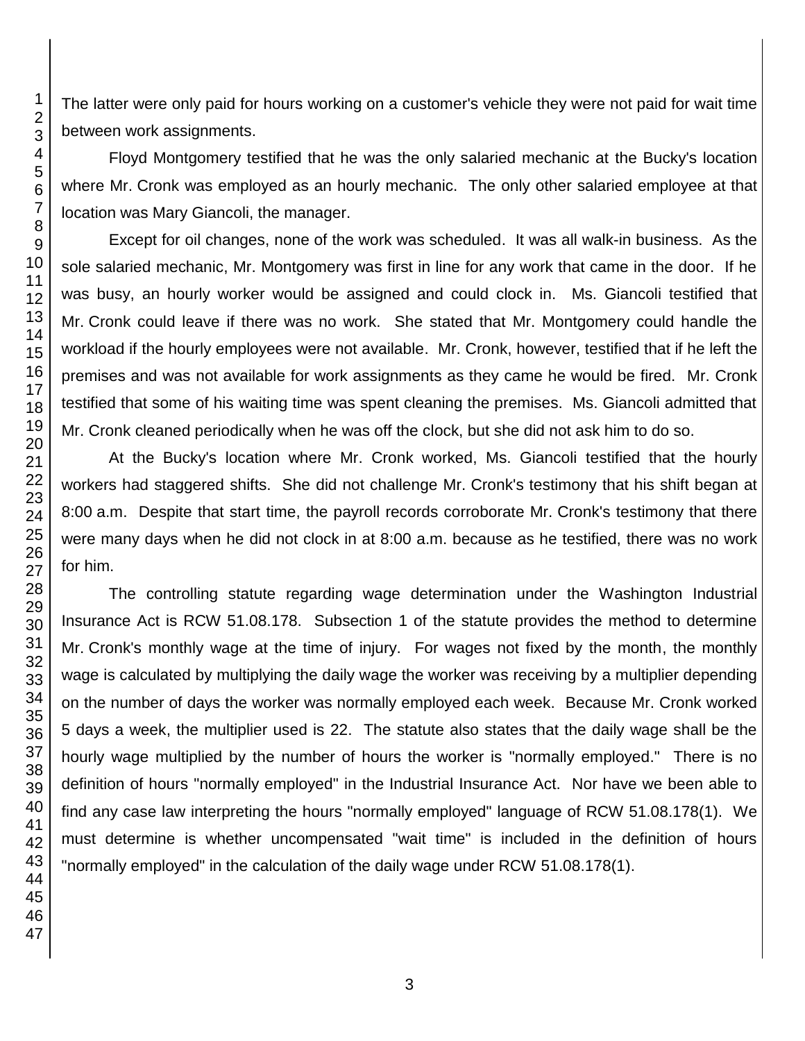The latter were only paid for hours working on a customer's vehicle they were not paid for wait time between work assignments.

Floyd Montgomery testified that he was the only salaried mechanic at the Bucky's location where Mr. Cronk was employed as an hourly mechanic. The only other salaried employee at that location was Mary Giancoli, the manager.

Except for oil changes, none of the work was scheduled. It was all walk-in business. As the sole salaried mechanic, Mr. Montgomery was first in line for any work that came in the door. If he was busy, an hourly worker would be assigned and could clock in. Ms. Giancoli testified that Mr. Cronk could leave if there was no work. She stated that Mr. Montgomery could handle the workload if the hourly employees were not available. Mr. Cronk, however, testified that if he left the premises and was not available for work assignments as they came he would be fired. Mr. Cronk testified that some of his waiting time was spent cleaning the premises. Ms. Giancoli admitted that Mr. Cronk cleaned periodically when he was off the clock, but she did not ask him to do so.

At the Bucky's location where Mr. Cronk worked, Ms. Giancoli testified that the hourly workers had staggered shifts. She did not challenge Mr. Cronk's testimony that his shift began at 8:00 a.m. Despite that start time, the payroll records corroborate Mr. Cronk's testimony that there were many days when he did not clock in at 8:00 a.m. because as he testified, there was no work for him.

The controlling statute regarding wage determination under the Washington Industrial Insurance Act is RCW 51.08.178. Subsection 1 of the statute provides the method to determine Mr. Cronk's monthly wage at the time of injury. For wages not fixed by the month, the monthly wage is calculated by multiplying the daily wage the worker was receiving by a multiplier depending on the number of days the worker was normally employed each week. Because Mr. Cronk worked 5 days a week, the multiplier used is 22. The statute also states that the daily wage shall be the hourly wage multiplied by the number of hours the worker is "normally employed." There is no definition of hours "normally employed" in the Industrial Insurance Act. Nor have we been able to find any case law interpreting the hours "normally employed" language of RCW 51.08.178(1). We must determine is whether uncompensated "wait time" is included in the definition of hours "normally employed" in the calculation of the daily wage under RCW 51.08.178(1).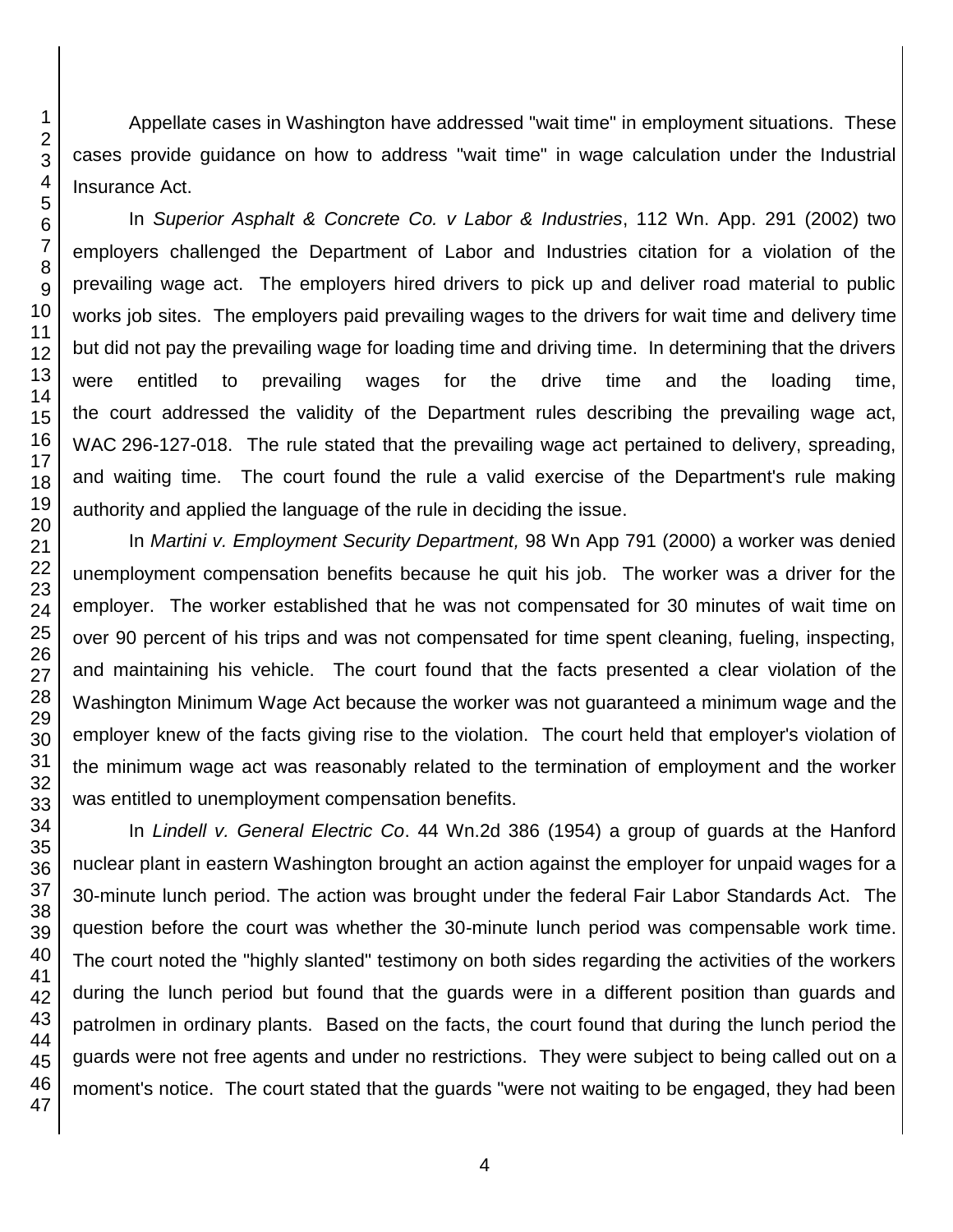Appellate cases in Washington have addressed "wait time" in employment situations. These cases provide guidance on how to address "wait time" in wage calculation under the Industrial Insurance Act.

In *Superior Asphalt & Concrete Co. v Labor & Industries*, 112 Wn. App. 291 (2002) two employers challenged the Department of Labor and Industries citation for a violation of the prevailing wage act. The employers hired drivers to pick up and deliver road material to public works job sites. The employers paid prevailing wages to the drivers for wait time and delivery time but did not pay the prevailing wage for loading time and driving time. In determining that the drivers were entitled to prevailing wages for the drive time and the loading time, the court addressed the validity of the Department rules describing the prevailing wage act, WAC 296-127-018. The rule stated that the prevailing wage act pertained to delivery, spreading, and waiting time. The court found the rule a valid exercise of the Department's rule making authority and applied the language of the rule in deciding the issue.

In *Martini v. Employment Security Department,* 98 Wn App 791 (2000) a worker was denied unemployment compensation benefits because he quit his job. The worker was a driver for the employer. The worker established that he was not compensated for 30 minutes of wait time on over 90 percent of his trips and was not compensated for time spent cleaning, fueling, inspecting, and maintaining his vehicle. The court found that the facts presented a clear violation of the Washington Minimum Wage Act because the worker was not guaranteed a minimum wage and the employer knew of the facts giving rise to the violation. The court held that employer's violation of the minimum wage act was reasonably related to the termination of employment and the worker was entitled to unemployment compensation benefits.

In *Lindell v. General Electric Co*. 44 Wn.2d 386 (1954) a group of guards at the Hanford nuclear plant in eastern Washington brought an action against the employer for unpaid wages for a 30-minute lunch period. The action was brought under the federal Fair Labor Standards Act. The question before the court was whether the 30-minute lunch period was compensable work time. The court noted the "highly slanted" testimony on both sides regarding the activities of the workers during the lunch period but found that the guards were in a different position than guards and patrolmen in ordinary plants. Based on the facts, the court found that during the lunch period the guards were not free agents and under no restrictions. They were subject to being called out on a moment's notice. The court stated that the guards "were not waiting to be engaged, they had been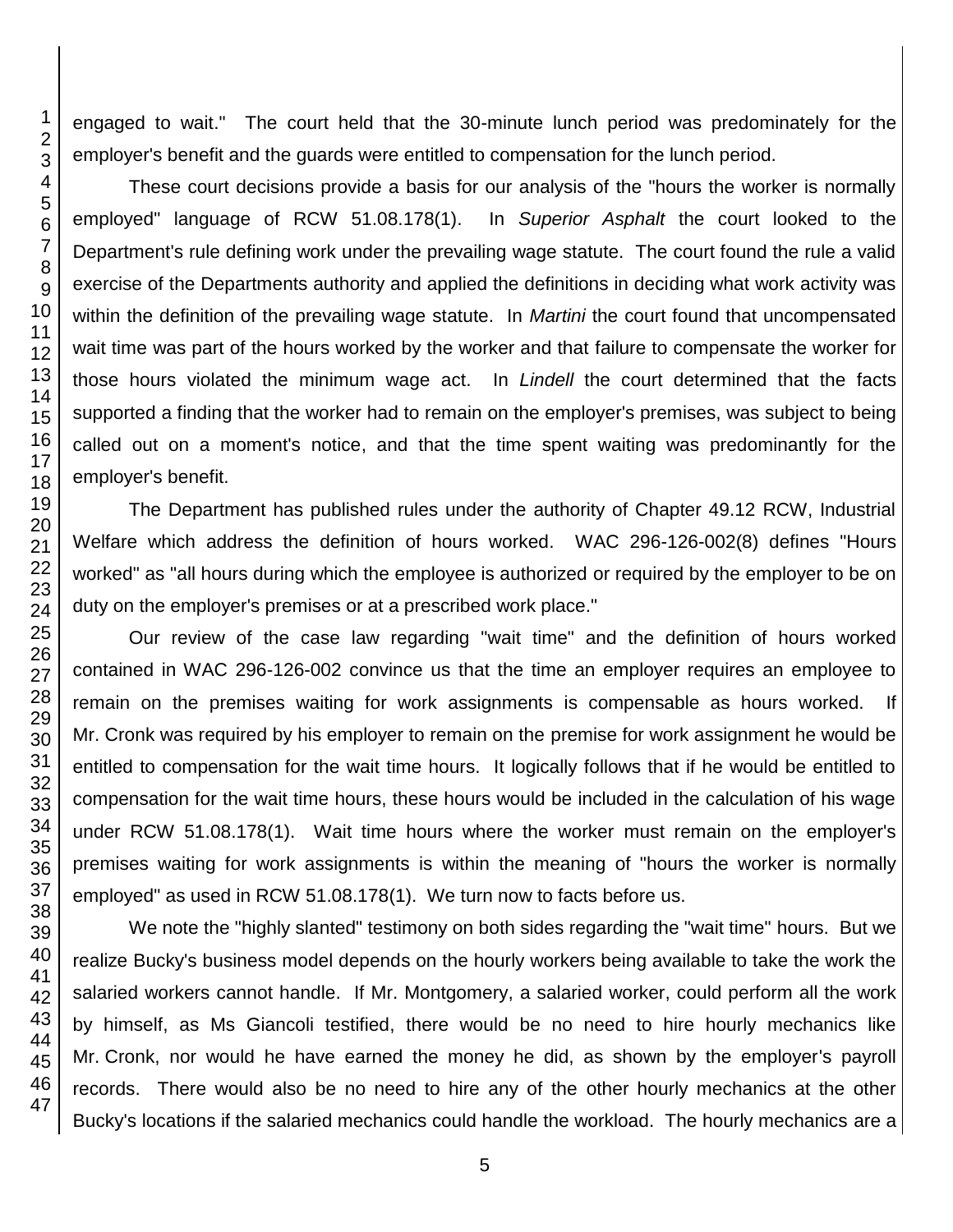engaged to wait." The court held that the 30-minute lunch period was predominately for the employer's benefit and the guards were entitled to compensation for the lunch period.

These court decisions provide a basis for our analysis of the "hours the worker is normally employed" language of RCW 51.08.178(1). In *Superior Asphalt* the court looked to the Department's rule defining work under the prevailing wage statute. The court found the rule a valid exercise of the Departments authority and applied the definitions in deciding what work activity was within the definition of the prevailing wage statute. In *Martini* the court found that uncompensated wait time was part of the hours worked by the worker and that failure to compensate the worker for those hours violated the minimum wage act. In *Lindell* the court determined that the facts supported a finding that the worker had to remain on the employer's premises, was subject to being called out on a moment's notice, and that the time spent waiting was predominantly for the employer's benefit.

The Department has published rules under the authority of Chapter 49.12 RCW, Industrial Welfare which address the definition of hours worked. WAC 296-126-002(8) defines "Hours worked" as "all hours during which the employee is authorized or required by the employer to be on duty on the employer's premises or at a prescribed work place."

Our review of the case law regarding "wait time" and the definition of hours worked contained in WAC 296-126-002 convince us that the time an employer requires an employee to remain on the premises waiting for work assignments is compensable as hours worked. If Mr. Cronk was required by his employer to remain on the premise for work assignment he would be entitled to compensation for the wait time hours. It logically follows that if he would be entitled to compensation for the wait time hours, these hours would be included in the calculation of his wage under RCW 51.08.178(1). Wait time hours where the worker must remain on the employer's premises waiting for work assignments is within the meaning of "hours the worker is normally employed" as used in RCW 51.08.178(1). We turn now to facts before us.

We note the "highly slanted" testimony on both sides regarding the "wait time" hours. But we realize Bucky's business model depends on the hourly workers being available to take the work the salaried workers cannot handle. If Mr. Montgomery, a salaried worker, could perform all the work by himself, as Ms Giancoli testified, there would be no need to hire hourly mechanics like Mr. Cronk, nor would he have earned the money he did, as shown by the employer's payroll records. There would also be no need to hire any of the other hourly mechanics at the other Bucky's locations if the salaried mechanics could handle the workload. The hourly mechanics are a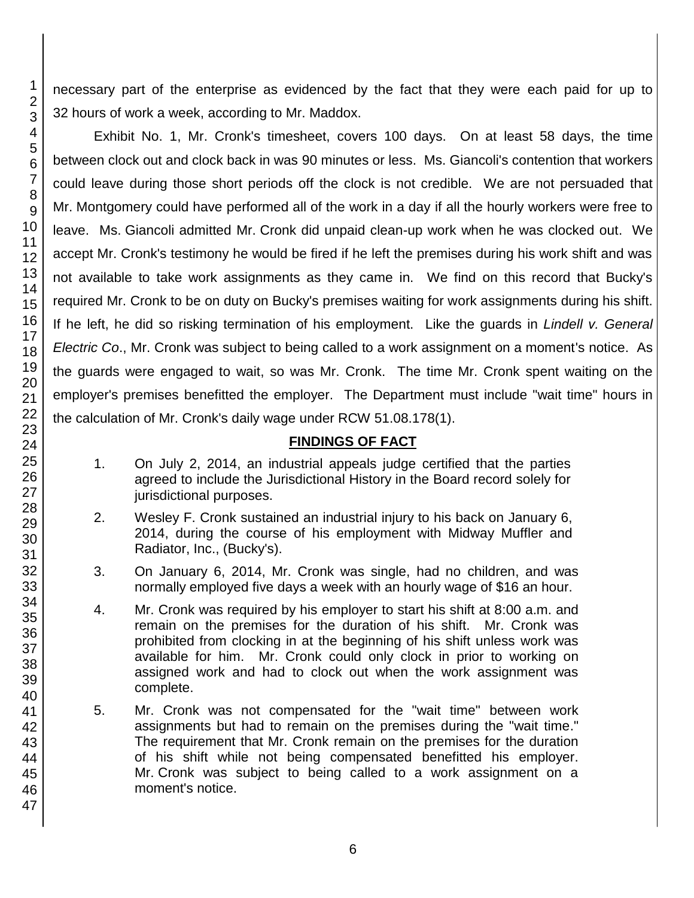necessary part of the enterprise as evidenced by the fact that they were each paid for up to 32 hours of work a week, according to Mr. Maddox.

Exhibit No. 1, Mr. Cronk's timesheet, covers 100 days. On at least 58 days, the time between clock out and clock back in was 90 minutes or less. Ms. Giancoli's contention that workers could leave during those short periods off the clock is not credible. We are not persuaded that Mr. Montgomery could have performed all of the work in a day if all the hourly workers were free to leave. Ms. Giancoli admitted Mr. Cronk did unpaid clean-up work when he was clocked out. We accept Mr. Cronk's testimony he would be fired if he left the premises during his work shift and was not available to take work assignments as they came in. We find on this record that Bucky's required Mr. Cronk to be on duty on Bucky's premises waiting for work assignments during his shift. If he left, he did so risking termination of his employment. Like the guards in *Lindell v. General Electric Co*., Mr. Cronk was subject to being called to a work assignment on a moment's notice. As the guards were engaged to wait, so was Mr. Cronk. The time Mr. Cronk spent waiting on the employer's premises benefitted the employer. The Department must include "wait time" hours in the calculation of Mr. Cronk's daily wage under RCW 51.08.178(1).

## FINDINGS OF FACT

1. On July 2, 2014, an industrial appeals judge certified that the parties agreed to include the Jurisdictional History in the Board record solely for jurisdictional purposes.

2. Wesley F. Cronk sustained an industrial injury to his back on January 6, 2014, during the course of his employment with Midway Muffler and Radiator, Inc., (Bucky's).

3. On January 6, 2014, Mr. Cronk was single, had no children, and was normally employed five days a week with an hourly wage of $16 an hour.

4. Mr. Cronk was required by his employer to start his shift at 8:00 a.m. and remain on the premises for the duration of his shift. Mr. Cronk was prohibited from clocking in at the beginning of his shift unless work was available for him. Mr. Cronk could only clock in prior to working on assigned work and had to clock out when the work assignment was complete.

5. Mr. Cronk was not compensated for the "wait time" between work assignments but had to remain on the premises during the "wait time." The requirement that Mr. Cronk remain on the premises for the duration of his shift while not being compensated benefitted his employer. Mr. Cronk was subject to being called to a work assignment on a moment's notice.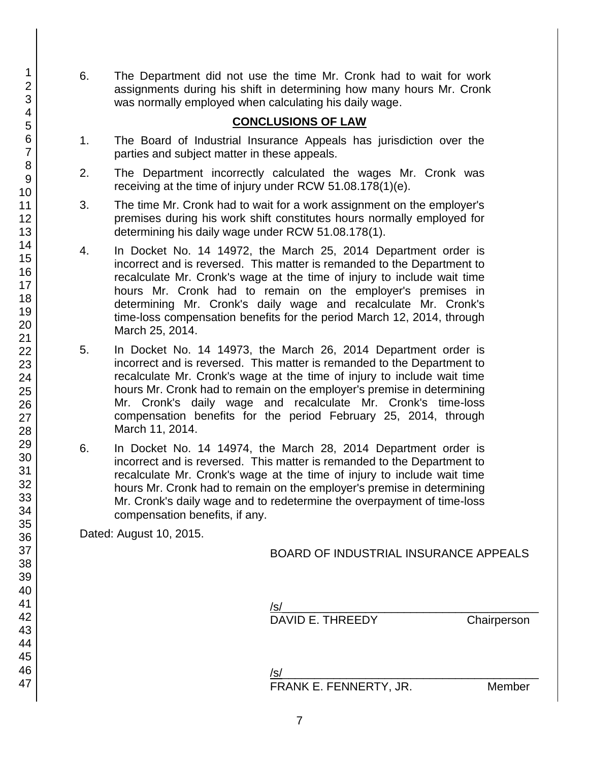6. The Department did not use the time Mr. Cronk had to wait for work assignments during his shift in determining how many hours Mr. Cronk was normally employed when calculating his daily wage.

## CONCLUSIONS OF LAW

1. The Board of Industrial Insurance Appeals has jurisdiction over the parties and subject matter in these appeals.

2. The Department incorrectly calculated the wages Mr. Cronk was receiving at the time of injury under RCW 51.08.178(1)(e).

3. The time Mr. Cronk had to wait for a work assignment on the employer's premises during his work shift constitutes hours normally employed for determining his daily wage under RCW 51.08.178(1).

4. In Docket No. 14 14972, the March 25, 2014 Department order is incorrect and is reversed. This matter is remanded to the Department to recalculate Mr. Cronk's wage at the time of injury to include wait time hours Mr. Cronk had to remain on the employer's premises in determining Mr. Cronk's daily wage and recalculate Mr. Cronk's time-loss compensation benefits for the period March 12, 2014, through March 25, 2014.

5. In Docket No. 14 14973, the March 26, 2014 Department order is incorrect and is reversed. This matter is remanded to the Department to recalculate Mr. Cronk's wage at the time of injury to include wait time hours Mr. Cronk had to remain on the employer's premise in determining Mr. Cronk's daily wage and recalculate Mr. Cronk's time-loss compensation benefits for the period February 25, 2014, through March 11, 2014.

6. In Docket No. 14 14974, the March 28, 2014 Department order is incorrect and is reversed. This matter is remanded to the Department to recalculate Mr. Cronk's wage at the time of injury to include wait time hours Mr. Cronk had to remain on the employer's premise in determining Mr. Cronk's daily wage and to redetermine the overpayment of time-loss compensation benefits, if any.

Dated: August 10, 2015.

BOARD OF INDUSTRIAL INSURANCE APPEALS

/s/
DAVID E. THREEDY Chairperson

/s/
FRANK E. FENNERTY, JR. Member